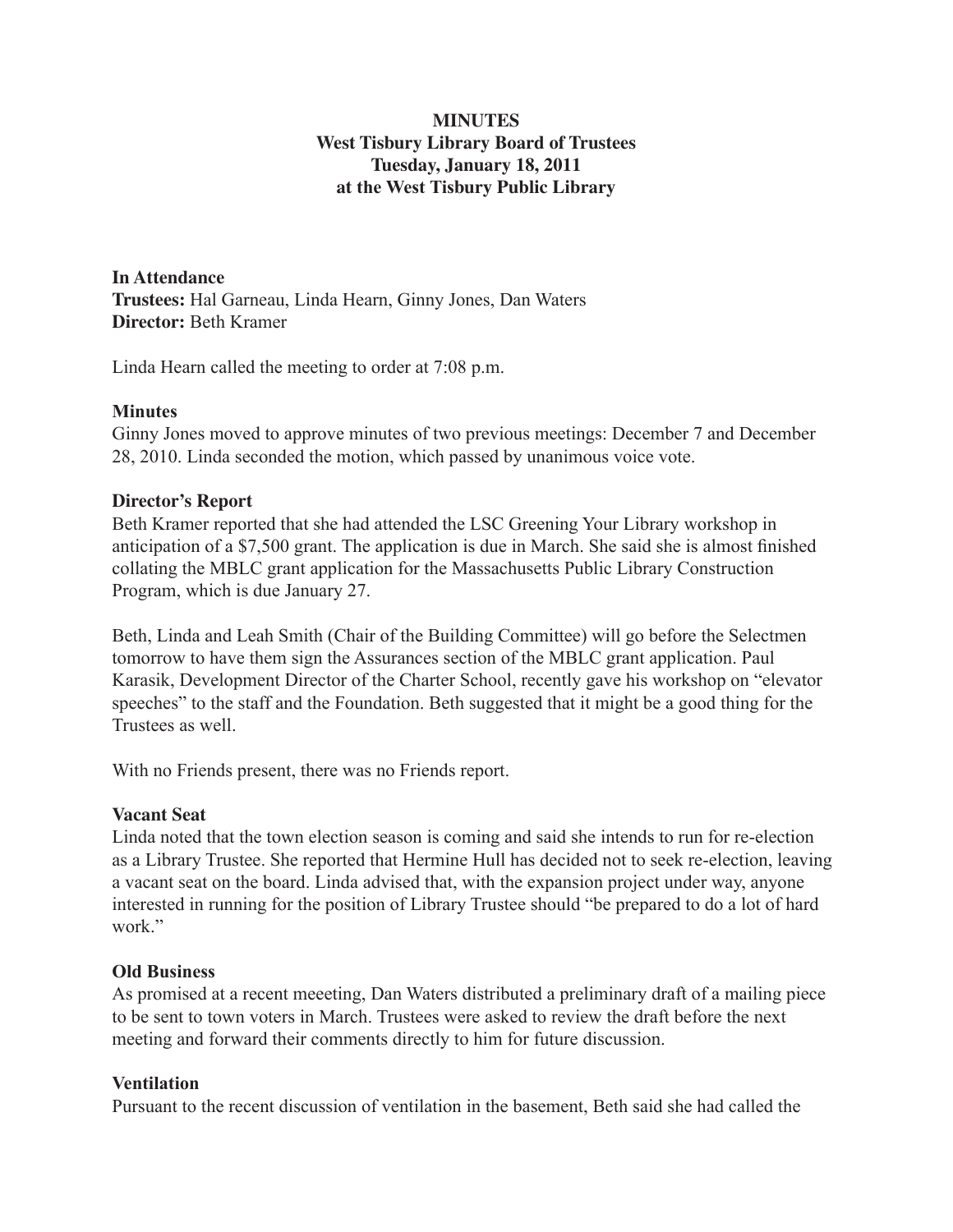**MINUTES**
**West Tisbury Library Board of Trustees**
**Tuesday, January 18, 2011**
**at the West Tisbury Public Library**

**In Attendance**
**Trustees:** Hal Garneau, Linda Hearn, Ginny Jones, Dan Waters
**Director:** Beth Kramer

Linda Hearn called the meeting to order at 7:08 p.m.

**Minutes**
Ginny Jones moved to approve minutes of two previous meetings: December 7 and December 28, 2010. Linda seconded the motion, which passed by unanimous voice vote.

**Director's Report**
Beth Kramer reported that she had attended the LSC Greening Your Library workshop in anticipation of a $7,500 grant. The application is due in March. She said she is almost finished collating the MBLC grant application for the Massachusetts Public Library Construction Program, which is due January 27.

Beth, Linda and Leah Smith (Chair of the Building Committee) will go before the Selectmen tomorrow to have them sign the Assurances section of the MBLC grant application. Paul Karasik, Development Director of the Charter School, recently gave his workshop on "elevator speeches" to the staff and the Foundation. Beth suggested that it might be a good thing for the Trustees as well.

With no Friends present, there was no Friends report.

**Vacant Seat**
Linda noted that the town election season is coming and said she intends to run for re-election as a Library Trustee. She reported that Hermine Hull has decided not to seek re-election, leaving a vacant seat on the board. Linda advised that, with the expansion project under way, anyone interested in running for the position of Library Trustee should "be prepared to do a lot of hard work."

**Old Business**
As promised at a recent meeeting, Dan Waters distributed a preliminary draft of a mailing piece to be sent to town voters in March. Trustees were asked to review the draft before the next meeting and forward their comments directly to him for future discussion.

**Ventilation**
Pursuant to the recent discussion of ventilation in the basement, Beth said she had called the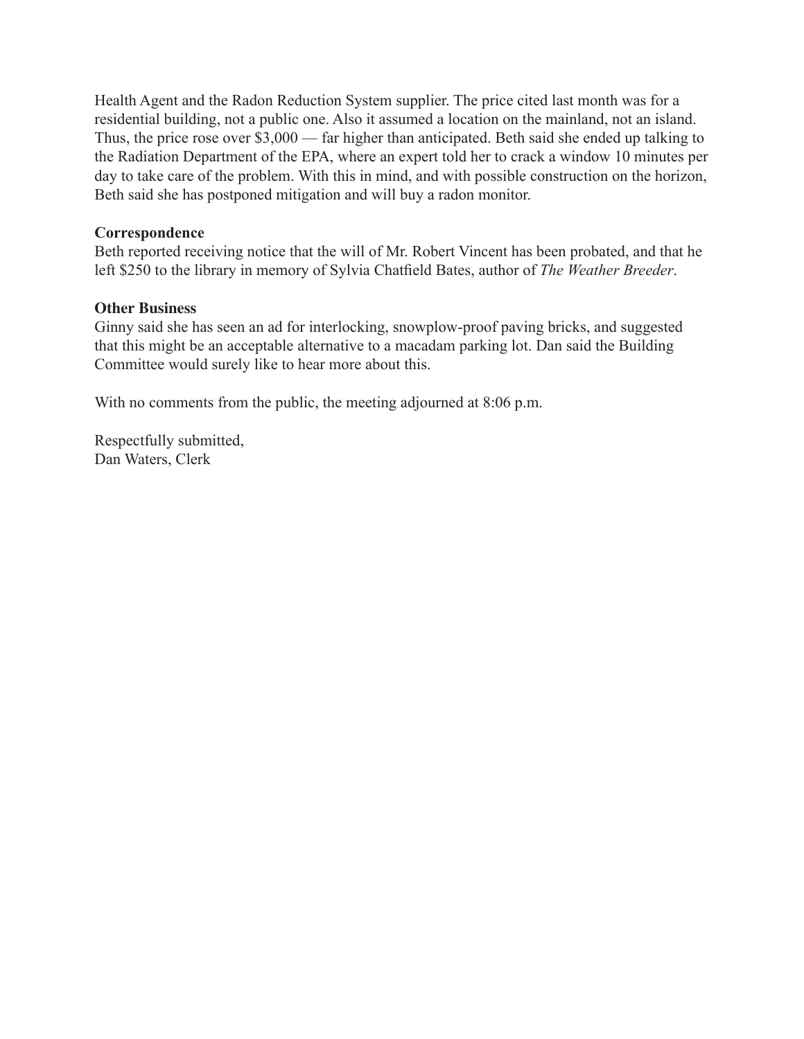Health Agent and the Radon Reduction System supplier. The price cited last month was for a residential building, not a public one. Also it assumed a location on the mainland, not an island. Thus, the price rose over $3,000 — far higher than anticipated. Beth said she ended up talking to the Radiation Department of the EPA, where an expert told her to crack a window 10 minutes per day to take care of the problem. With this in mind, and with possible construction on the horizon, Beth said she has postponed mitigation and will buy a radon monitor.

**Correspondence**

Beth reported receiving notice that the will of Mr. Robert Vincent has been probated, and that he left $250 to the library in memory of Sylvia Chatfield Bates, author of *The Weather Breeder*.

**Other Business**

Ginny said she has seen an ad for interlocking, snowplow-proof paving bricks, and suggested that this might be an acceptable alternative to a macadam parking lot. Dan said the Building Committee would surely like to hear more about this.

With no comments from the public, the meeting adjourned at 8:06 p.m.

Respectfully submitted,
Dan Waters, Clerk